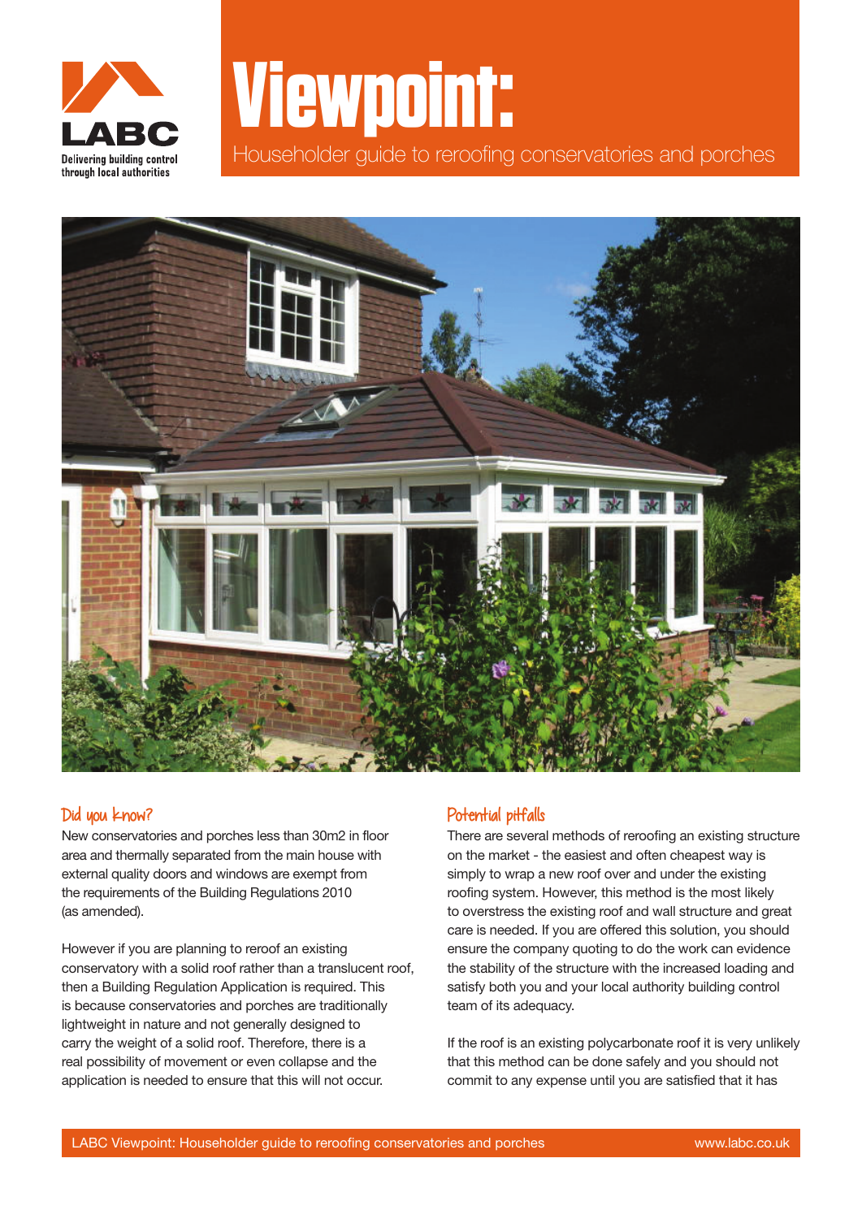LABC

Delivering building control through local authorities

# Viewpoint:

Householder guide to reroofing conservatories and porches

## Did you know?

New conservatories and porches less than 30m2 in floor area and thermally separated from the main house with external quality doors and windows are exempt from the requirements of the Building Regulations 2010 (as amended).

However if you are planning to reroof an existing conservatory with a solid roof rather than a translucent roof, then a Building Regulation Application is required. This is because conservatories and porches are traditionally lightweight in nature and not generally designed to carry the weight of a solid roof. Therefore, there is a real possibility of movement or even collapse and the application is needed to ensure that this will not occur.

## Potential pitfalls

There are several methods of reroofing an existing structure on the market - the easiest and often cheapest way is simply to wrap a new roof over and under the existing roofing system. However, this method is the most likely to overstress the existing roof and wall structure and great care is needed. If you are offered this solution, you should ensure the company quoting to do the work can evidence the stability of the structure with the increased loading and satisfy both you and your local authority building control team of its adequacy.

If the roof is an existing polycarbonate roof it is very unlikely that this method can be done safely and you should not commit to any expense until you are satisfied that it has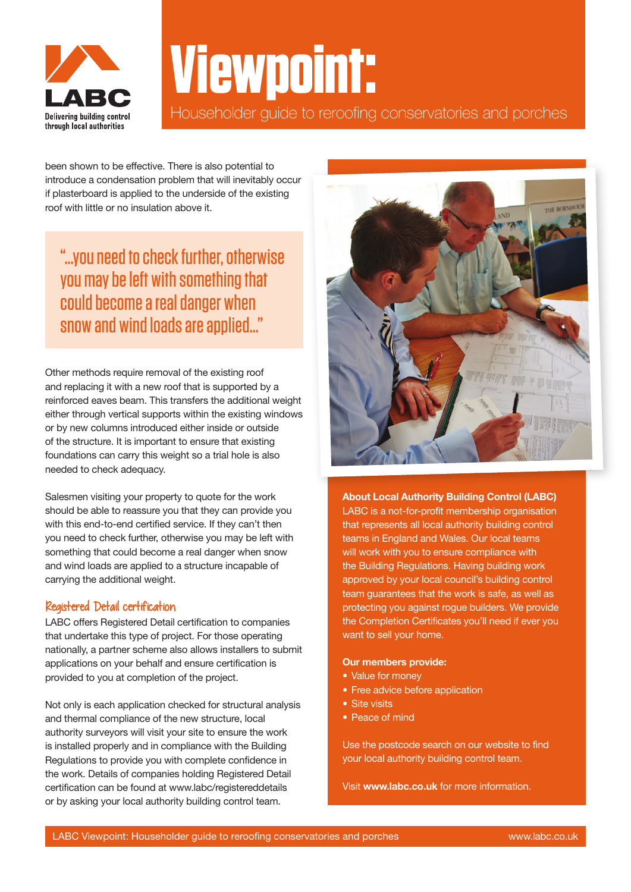# Viewpoint:

## Householder guide to reroofing conservatories and porches

been shown to be effective. There is also potential to introduce a condensation problem that will inevitably occur if plasterboard is applied to the underside of the existing roof with little or no insulation above it.

> "...you need to check further, otherwise you may be left with something that could become a real danger when snow and wind loads are applied..."

Other methods require removal of the existing roof and replacing it with a new roof that is supported by a reinforced eaves beam. This transfers the additional weight either through vertical supports within the existing windows or by new columns introduced either inside or outside of the structure. It is important to ensure that existing foundations can carry this weight so a trial hole is also needed to check adequacy.

Salesmen visiting your property to quote for the work should be able to reassure you that they can provide you with this end-to-end certified service. If they can't then you need to check further, otherwise you may be left with something that could become a real danger when snow and wind loads are applied to a structure incapable of carrying the additional weight.

### Registered Detail certification

LABC offers Registered Detail certification to companies that undertake this type of project. For those operating nationally, a partner scheme also allows installers to submit applications on your behalf and ensure certification is provided to you at completion of the project.

Not only is each application checked for structural analysis and thermal compliance of the new structure, local authority surveyors will visit your site to ensure the work is installed properly and in compliance with the Building Regulations to provide you with complete confidence in the work. Details of companies holding Registered Detail certification can be found at www.labc/registereddetails or by asking your local authority building control team.

**About Local Authority Building Control (LABC)**
LABC is a not-for-profit membership organisation that represents all local authority building control teams in England and Wales. Our local teams will work with you to ensure compliance with the Building Regulations. Having building work approved by your local council's building control team guarantees that the work is safe, as well as protecting you against rogue builders. We provide the Completion Certificates you'll need if ever you want to sell your home.

**Our members provide:**

- Value for money
- Free advice before application
- Site visits
- Peace of mind

Use the postcode search on our website to find your local authority building control team.

Visit **www.labc.co.uk** for more information.